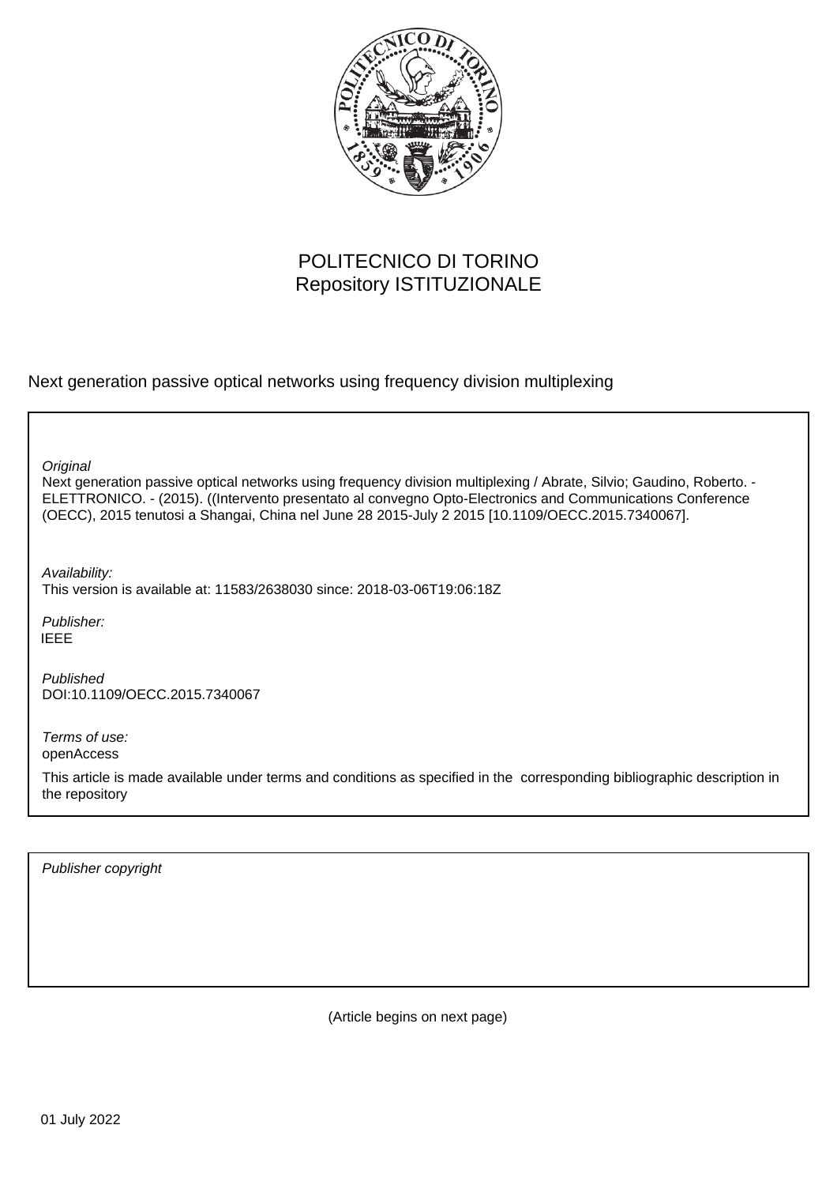POLITECNICO DI TORINO
Repository ISTITUZIONALE

Next generation passive optical networks using frequency division multiplexing

*Original*
Next generation passive optical networks using frequency division multiplexing / Abrate, Silvio; Gaudino, Roberto. - ELETTRONICO. - (2015). ((Intervento presentato al convegno Opto-Electronics and Communications Conference (OECC), 2015 tenutosi a Shangai, China nel June 28 2015-July 2 2015 [10.1109/OECC.2015.7340067].

*Availability:*
This version is available at: 11583/2638030 since: 2018-03-06T19:06:18Z

*Publisher:*
IEEE

*Published*
DOI:10.1109/OECC.2015.7340067

*Terms of use:*
openAccess

This article is made available under terms and conditions as specified in the corresponding bibliographic description in the repository

*Publisher copyright*

(Article begins on next page)

01 July 2022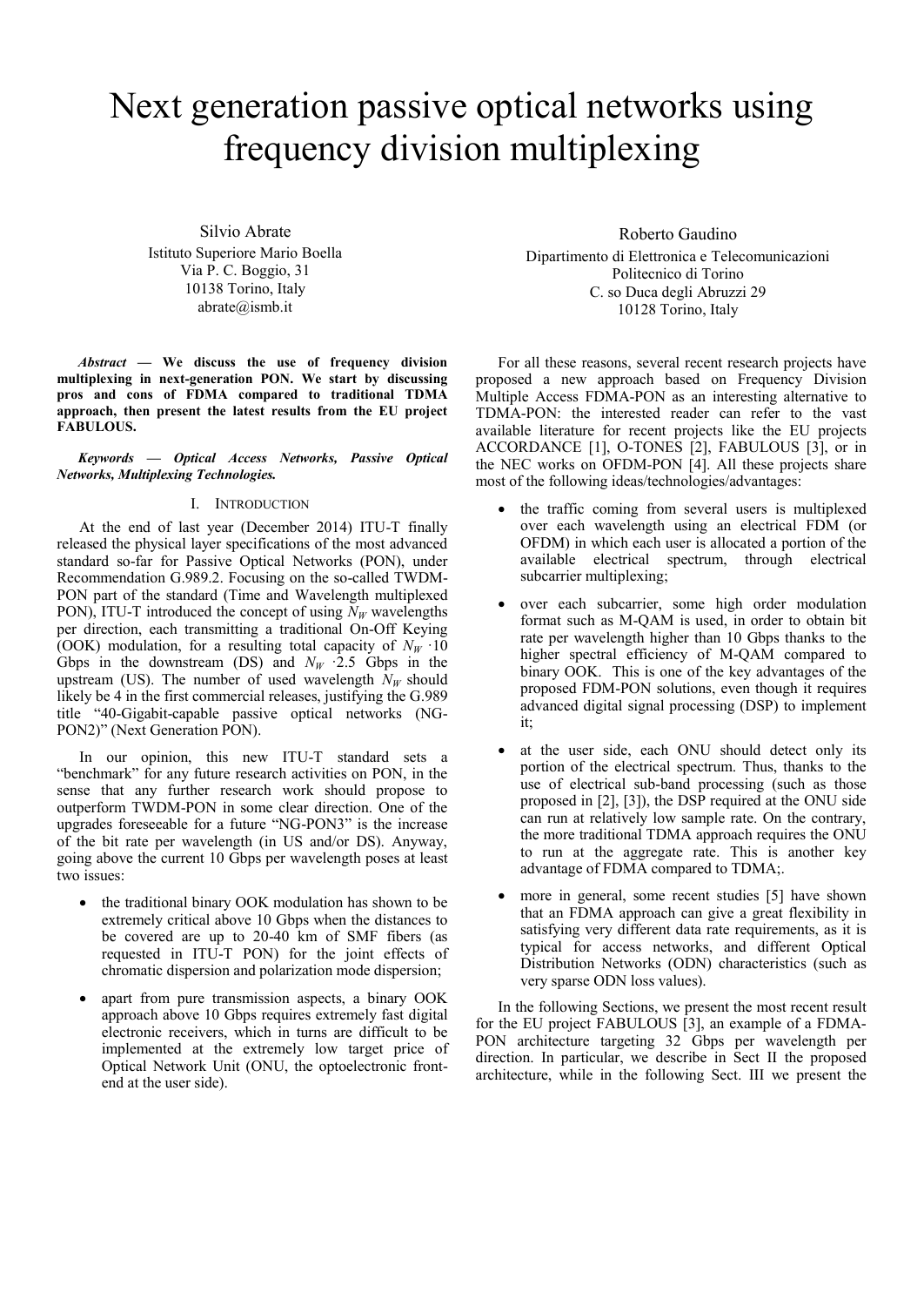# Next generation passive optical networks using frequency division multiplexing

Silvio Abrate
Istituto Superiore Mario Boella
Via P. C. Boggio, 31
10138 Torino, Italy
abrate@ismb.it

Roberto Gaudino
Dipartimento di Elettronica e Telecomunicazioni
Politecnico di Torino
C. so Duca degli Abruzzi 29
10128 Torino, Italy

***Abstract* — We discuss the use of frequency division multiplexing in next-generation PON. We start by discussing pros and cons of FDMA compared to traditional TDMA approach, then present the latest results from the EU project FABULOUS.**

***Keywords — Optical Access Networks, Passive Optical Networks, Multiplexing Technologies.***

## I. Introduction

At the end of last year (December 2014) ITU-T finally released the physical layer specifications of the most advanced standard so-far for Passive Optical Networks (PON), under Recommendation G.989.2. Focusing on the so-called TWDM-PON part of the standard (Time and Wavelength multiplexed PON), ITU-T introduced the concept of using $N_W$ wavelengths per direction, each transmitting a traditional On-Off Keying (OOK) modulation, for a resulting total capacity of $N_W \cdot 10$ Gbps in the downstream (DS) and $N_W \cdot 2.5$ Gbps in the upstream (US). The number of used wavelength $N_W$ should likely be 4 in the first commercial releases, justifying the G.989 title "40-Gigabit-capable passive optical networks (NG-PON2)" (Next Generation PON).

In our opinion, this new ITU-T standard sets a "benchmark" for any future research activities on PON, in the sense that any further research work should propose to outperform TWDM-PON in some clear direction. One of the upgrades foreseeable for a future "NG-PON3" is the increase of the bit rate per wavelength (in US and/or DS). Anyway, going above the current 10 Gbps per wavelength poses at least two issues:

- the traditional binary OOK modulation has shown to be extremely critical above 10 Gbps when the distances to be covered are up to 20-40 km of SMF fibers (as requested in ITU-T PON) for the joint effects of chromatic dispersion and polarization mode dispersion;
- apart from pure transmission aspects, a binary OOK approach above 10 Gbps requires extremely fast digital electronic receivers, which in turns are difficult to be implemented at the extremely low target price of Optical Network Unit (ONU, the optoelectronic front-end at the user side).

For all these reasons, several recent research projects have proposed a new approach based on Frequency Division Multiple Access FDMA-PON as an interesting alternative to TDMA-PON: the interested reader can refer to the vast available literature for recent projects like the EU projects ACCORDANCE [1], O-TONES [2], FABULOUS [3], or in the NEC works on OFDM-PON [4]. All these projects share most of the following ideas/technologies/advantages:

- the traffic coming from several users is multiplexed over each wavelength using an electrical FDM (or OFDM) in which each user is allocated a portion of the available electrical spectrum, through electrical subcarrier multiplexing;
- over each subcarrier, some high order modulation format such as M-QAM is used, in order to obtain bit rate per wavelength higher than 10 Gbps thanks to the higher spectral efficiency of M-QAM compared to binary OOK. This is one of the key advantages of the proposed FDM-PON solutions, even though it requires advanced digital signal processing (DSP) to implement it;
- at the user side, each ONU should detect only its portion of the electrical spectrum. Thus, thanks to the use of electrical sub-band processing (such as those proposed in [2], [3]), the DSP required at the ONU side can run at relatively low sample rate. On the contrary, the more traditional TDMA approach requires the ONU to run at the aggregate rate. This is another key advantage of FDMA compared to TDMA;.
- more in general, some recent studies [5] have shown that an FDMA approach can give a great flexibility in satisfying very different data rate requirements, as it is typical for access networks, and different Optical Distribution Networks (ODN) characteristics (such as very sparse ODN loss values).

In the following Sections, we present the most recent result for the EU project FABULOUS [3], an example of a FDMA-PON architecture targeting 32 Gbps per wavelength per direction. In particular, we describe in Sect II the proposed architecture, while in the following Sect. III we present the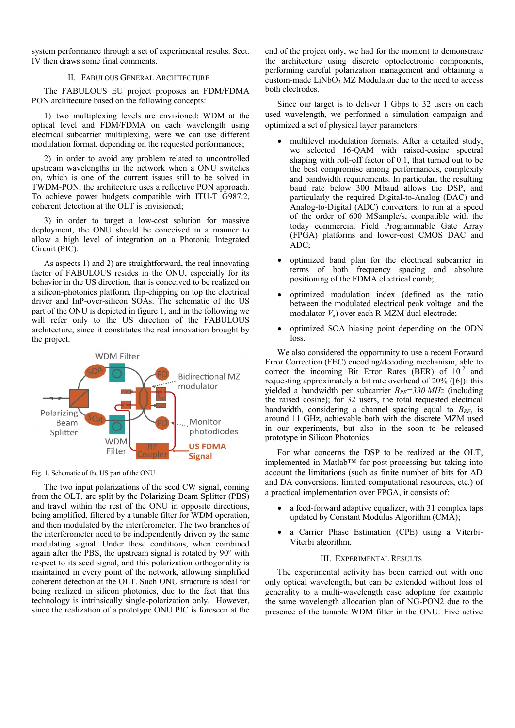system performance through a set of experimental results. Sect. IV then draws some final comments.

## II. FABULOUS GENERAL ARCHITECTURE

The FABULOUS EU project proposes an FDM/FDMA PON architecture based on the following concepts:

1) two multiplexing levels are envisioned: WDM at the optical level and FDM/FDMA on each wavelength using electrical subcarrier multiplexing, were we can use different modulation format, depending on the requested performances;

2) in order to avoid any problem related to uncontrolled upstream wavelengths in the network when a ONU switches on, which is one of the current issues still to be solved in TWDM-PON, the architecture uses a reflective PON approach. To achieve power budgets compatible with ITU-T G987.2, coherent detection at the OLT is envisioned;

3) in order to target a low-cost solution for massive deployment, the ONU should be conceived in a manner to allow a high level of integration on a Photonic Integrated Circuit (PIC).

As aspects 1) and 2) are straightforward, the real innovating factor of FABULOUS resides in the ONU, especially for its behavior in the US direction, that is conceived to be realized on a silicon-photonics platform, flip-chipping on top the electrical driver and InP-over-silicon SOAs. The schematic of the US part of the ONU is depicted in figure 1, and in the following we will refer only to the US direction of the FABULOUS architecture, since it constitutes the real innovation brought by the project.

Fig. 1. Schematic of the US part of the ONU.

The two input polarizations of the seed CW signal, coming from the OLT, are split by the Polarizing Beam Splitter (PBS) and travel within the rest of the ONU in opposite directions, being amplified, filtered by a tunable filter for WDM operation, and then modulated by the interferometer. The two branches of the interferometer need to be independently driven by the same modulating signal. Under these conditions, when combined again after the PBS, the upstream signal is rotated by 90° with respect to its seed signal, and this polarization orthogonality is maintained in every point of the network, allowing simplified coherent detection at the OLT. Such ONU structure is ideal for being realized in silicon photonics, due to the fact that this technology is intrinsically single-polarization only. However, since the realization of a prototype ONU PIC is foreseen at the end of the project only, we had for the moment to demonstrate the architecture using discrete optoelectronic components, performing careful polarization management and obtaining a custom-made $LiNbO_3$ MZ Modulator due to the need to access both electrodes.

Since our target is to deliver 1 Gbps to 32 users on each used wavelength, we performed a simulation campaign and optimized a set of physical layer parameters:

- multilevel modulation formats. After a detailed study, we selected 16-QAM with raised-cosine spectral shaping with roll-off factor of 0.1, that turned out to be the best compromise among performances, complexity and bandwidth requirements. In particular, the resulting baud rate below 300 Mbaud allows the DSP, and particularly the required Digital-to-Analog (DAC) and Analog-to-Digital (ADC) converters, to run at a speed of the order of 600 MSample/s, compatible with the today commercial Field Programmable Gate Array (FPGA) platforms and lower-cost CMOS DAC and ADC;
- optimized band plan for the electrical subcarrier in terms of both frequency spacing and absolute positioning of the FDMA electrical comb;
- optimized modulation index (defined as the ratio between the modulated electrical peak voltage and the modulator $V_\pi$) over each R-MZM dual electrode;
- optimized SOA biasing point depending on the ODN loss.

We also considered the opportunity to use a recent Forward Error Correction (FEC) encoding/decoding mechanism, able to correct the incoming Bit Error Rates (BER) of $10^{-2}$ and requesting approximately a bit rate overhead of 20% ([6]): this yielded a bandwidth per subcarrier $B_{RF}$=330 MHz (including the raised cosine); for 32 users, the total requested electrical bandwidth, considering a channel spacing equal to $B_{RF}$, is around 11 GHz, achievable both with the discrete MZM used in our experiments, but also in the soon to be released prototype in Silicon Photonics.

For what concerns the DSP to be realized at the OLT, implemented in Matlab™ for post-processing but taking into account the limitations (such as finite number of bits for AD and DA conversions, limited computational resources, etc.) of a practical implementation over FPGA, it consists of:

- a feed-forward adaptive equalizer, with 31 complex taps updated by Constant Modulus Algorithm (CMA);
- a Carrier Phase Estimation (CPE) using a Viterbi-Viterbi algorithm.

## III. EXPERIMENTAL RESULTS

The experimental activity has been carried out with one only optical wavelength, but can be extended without loss of generality to a multi-wavelength case adopting for example the same wavelength allocation plan of NG-PON2 due to the presence of the tunable WDM filter in the ONU. Five active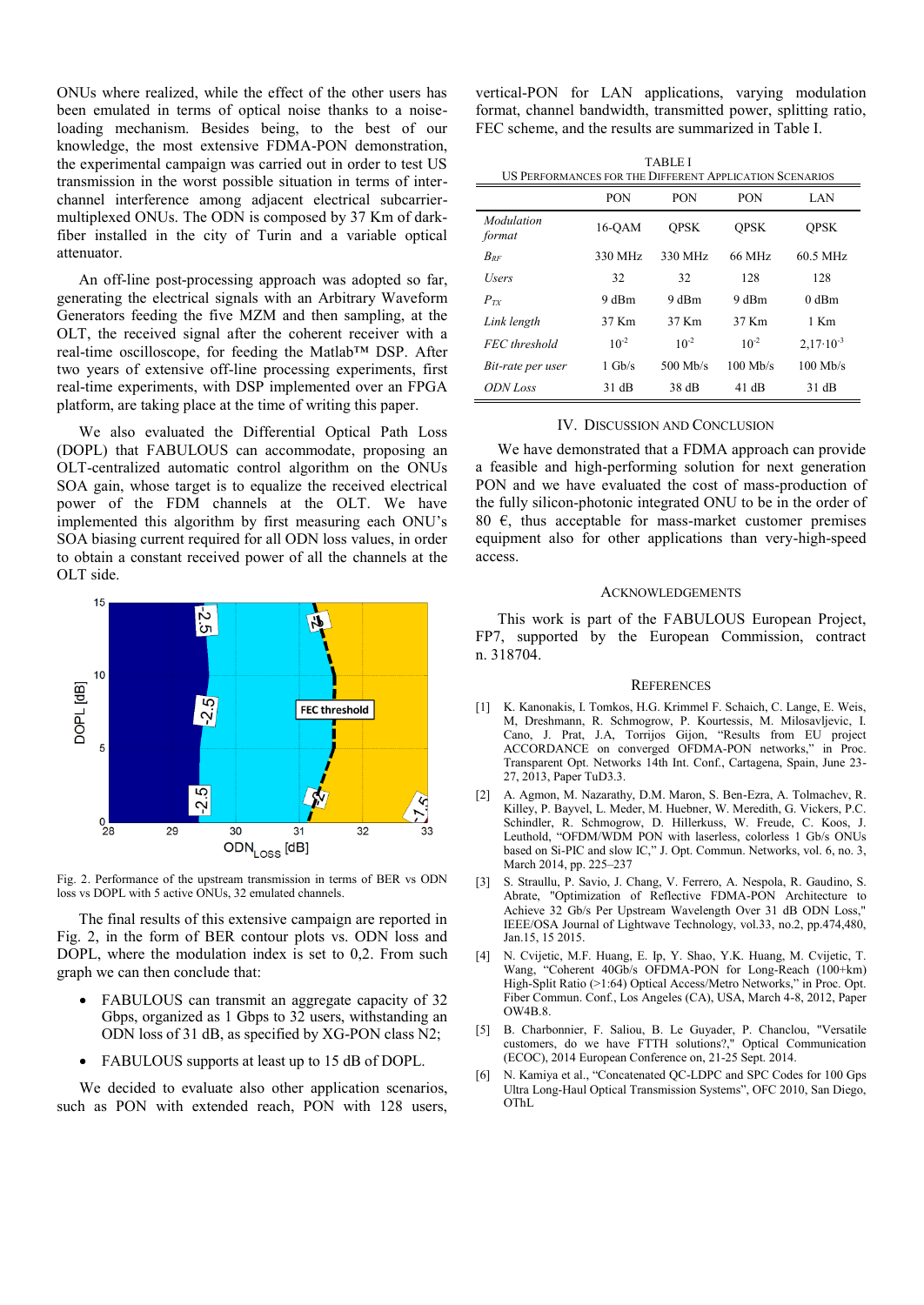ONUs where realized, while the effect of the other users has been emulated in terms of optical noise thanks to a noise-loading mechanism. Besides being, to the best of our knowledge, the most extensive FDMA-PON demonstration, the experimental campaign was carried out in order to test US transmission in the worst possible situation in terms of inter-channel interference among adjacent electrical subcarrier-multiplexed ONUs. The ODN is composed by 37 Km of dark-fiber installed in the city of Turin and a variable optical attenuator.

An off-line post-processing approach was adopted so far, generating the electrical signals with an Arbitrary Waveform Generators feeding the five MZM and then sampling, at the OLT, the received signal after the coherent receiver with a real-time oscilloscope, for feeding the Matlab™ DSP. After two years of extensive off-line processing experiments, first real-time experiments, with DSP implemented over an FPGA platform, are taking place at the time of writing this paper.

We also evaluated the Differential Optical Path Loss (DOPL) that FABULOUS can accommodate, proposing an OLT-centralized automatic control algorithm on the ONUs SOA gain, whose target is to equalize the received electrical power of the FDM channels at the OLT. We have implemented this algorithm by first measuring each ONU's SOA biasing current required for all ODN loss values, in order to obtain a constant received power of all the channels at the OLT side.

15
10
5
0
DOPL [dB]
28
29
30
31
32
33
$ODN_{LOSS}$ [dB]
-2.5
-2.5
-2.5
-2
-2
-1.5
FEC threshold

Fig. 2. Performance of the upstream transmission in terms of BER vs ODN loss vs DOPL with 5 active ONUs, 32 emulated channels.

The final results of this extensive campaign are reported in Fig. 2, in the form of BER contour plots vs. ODN loss and DOPL, where the modulation index is set to 0,2. From such graph we can then conclude that:

- FABULOUS can transmit an aggregate capacity of 32 Gbps, organized as 1 Gbps to 32 users, withstanding an ODN loss of 31 dB, as specified by XG-PON class N2;
- FABULOUS supports at least up to 15 dB of DOPL.

We decided to evaluate also other application scenarios, such as PON with extended reach, PON with 128 users, vertical-PON for LAN applications, varying modulation format, channel bandwidth, transmitted power, splitting ratio, FEC scheme, and the results are summarized in Table I.

TABLE I
US PERFORMANCES FOR THE DIFFERENT APPLICATION SCENARIOS

| | PON | PON | PON | LAN |
|---|---|---|---|---|
| *Modulation format* | 16-QAM | QPSK | QPSK | QPSK |
| $B_{RF}$ | 330 MHz | 330 MHz | 66 MHz | 60.5 MHz |
| *Users* | 32 | 32 | 128 | 128 |
| $P_{TX}$ | 9 dBm | 9 dBm | 9 dBm | 0 dBm |
| *Link length* | 37 Km | 37 Km | 37 Km | 1 Km |
| *FEC threshold* | $10^{-2}$ | $10^{-2}$ | $10^{-2}$ | $2{,}17\cdot10^{-3}$ |
| *Bit-rate per user* | 1 Gb/s | 500 Mb/s | 100 Mb/s | 100 Mb/s |
| *ODN Loss* | 31 dB | 38 dB | 41 dB | 31 dB |

## IV. DISCUSSION AND CONCLUSION

We have demonstrated that a FDMA approach can provide a feasible and high-performing solution for next generation PON and we have evaluated the cost of mass-production of the fully silicon-photonic integrated ONU to be in the order of 80 €, thus acceptable for mass-market customer premises equipment also for other applications than very-high-speed access.

## ACKNOWLEDGEMENTS

This work is part of the FABULOUS European Project, FP7, supported by the European Commission, contract n. 318704.

## REFERENCES

[1] K. Kanonakis, I. Tomkos, H.G. Krimmel F. Schaich, C. Lange, E. Weis, M, Dreshmann, R. Schmogrow, P. Kourtessis, M. Milosavljevic, I. Cano, J. Prat, J.A, Torrijos Gijon, "Results from EU project ACCORDANCE on converged OFDMA-PON networks," in Proc. Transparent Opt. Networks 14th Int. Conf., Cartagena, Spain, June 23-27, 2013, Paper TuD3.3.

[2] A. Agmon, M. Nazarathy, D.M. Maron, S. Ben-Ezra, A. Tolmachev, R. Killey, P. Bayvel, L. Meder, M. Huebner, W. Meredith, G. Vickers, P.C. Schindler, R. Schmogrow, D. Hillerkuss, W. Freude, C. Koos, J. Leuthold, "OFDM/WDM PON with laserless, colorless 1 Gb/s ONUs based on Si-PIC and slow IC," J. Opt. Commun. Networks, vol. 6, no. 3, March 2014, pp. 225–237

[3] S. Straullu, P. Savio, J. Chang, V. Ferrero, A. Nespola, R. Gaudino, S. Abrate, "Optimization of Reflective FDMA-PON Architecture to Achieve 32 Gb/s Per Upstream Wavelength Over 31 dB ODN Loss," IEEE/OSA Journal of Lightwave Technology, vol.33, no.2, pp.474,480, Jan.15, 15 2015.

[4] N. Cvijetic, M.F. Huang, E. Ip, Y. Shao, Y.K. Huang, M. Cvijetic, T. Wang, "Coherent 40Gb/s OFDMA-PON for Long-Reach (100+km) High-Split Ratio (>1:64) Optical Access/Metro Networks," in Proc. Opt. Fiber Commun. Conf., Los Angeles (CA), USA, March 4-8, 2012, Paper OW4B.8.

[5] B. Charbonnier, F. Saliou, B. Le Guyader, P. Chanclou, "Versatile customers, do we have FTTH solutions?," Optical Communication (ECOC), 2014 European Conference on, 21-25 Sept. 2014.

[6] N. Kamiya et al., "Concatenated QC-LDPC and SPC Codes for 100 Gps Ultra Long-Haul Optical Transmission Systems", OFC 2010, San Diego, OThL